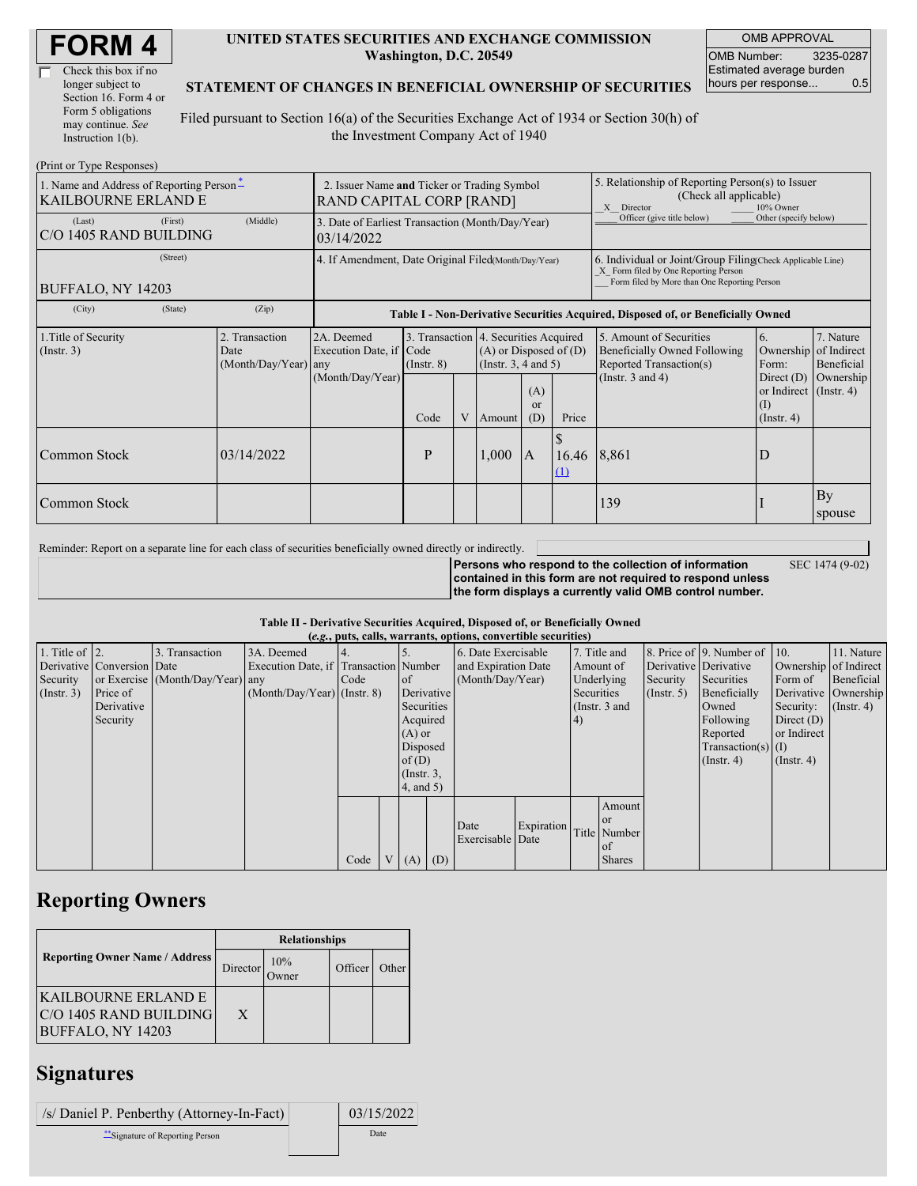# FORM 4

☐ Check this box if no longer subject to Section 16. Form 4 or Form 5 obligations may continue. *See* Instruction 1(b).

**UNITED STATES SECURITIES AND EXCHANGE COMMISSION**
**Washington, D.C. 20549**

**STATEMENT OF CHANGES IN BENEFICIAL OWNERSHIP OF SECURITIES**

Filed pursuant to Section 16(a) of the Securities Exchange Act of 1934 or Section 30(h) of the Investment Company Act of 1940

| OMB APPROVAL | |
|---|---|
| OMB Number: | 3235-0287 |
| Estimated average burden hours per response... | 0.5 |

(Print or Type Responses)

| 1. Name and Address of Reporting Person * | 2. Issuer Name and Ticker or Trading Symbol | 5. Relationship of Reporting Person(s) to Issuer (Check all applicable) |
|---|---|---|
| KAILBOURNE ERLAND E | RAND CAPITAL CORP [RAND] | _X_ Director ___ 10% Owner ___ Officer (give title below) ___ Other (specify below) |
| (Last) (First) (Middle) C/O 1405 RAND BUILDING | 3. Date of Earliest Transaction (Month/Day/Year) 03/14/2022 | |
| (Street) BUFFALO, NY 14203 | 4. If Amendment, Date Original Filed (Month/Day/Year) | 6. Individual or Joint/Group Filing (Check Applicable Line) _X_ Form filed by One Reporting Person ___ Form filed by More than One Reporting Person |
| (City) (State) (Zip) | | |

**Table I - Non-Derivative Securities Acquired, Disposed of, or Beneficially Owned**

| 1.Title of Security (Instr. 3) | 2. Transaction Date (Month/Day/Year) | 2A. Deemed Execution Date, if any (Month/Day/Year) | 3. Transaction Code (Instr. 8) | | 4. Securities Acquired (A) or Disposed of (D) (Instr. 3, 4 and 5) | | | 5. Amount of Securities Beneficially Owned Following Reported Transaction(s) (Instr. 3 and 4) | 6. Ownership Form: Direct (D) or Indirect (I) (Instr. 4) | 7. Nature of Indirect Beneficial Ownership (Instr. 4) |
|---|---|---|---|---|---|---|---|---|---|---|
| | | | Code | V | Amount | (A) or (D) | Price | | | |
| Common Stock | 03/14/2022 | | P | | 1,000 | A | $ 16.46 (1) | 8,861 | D | |
| Common Stock | | | | | | | | 139 | I | By spouse |

Reminder: Report on a separate line for each class of securities beneficially owned directly or indirectly.

**Persons who respond to the collection of information contained in this form are not required to respond unless the form displays a currently valid OMB control number.** SEC 1474 (9-02)

**Table II - Derivative Securities Acquired, Disposed of, or Beneficially Owned**
**(*e.g.*, puts, calls, warrants, options, convertible securities)**

| 1. Title of Derivative Security (Instr. 3) | 2. Conversion or Exercise Price of Derivative Security | 3. Transaction Date (Month/Day/Year) | 3A. Deemed Execution Date, if any (Month/Day/Year) | 4. Transaction Code (Instr. 8) | | 5. Number of Derivative Securities Acquired (A) or Disposed of (D) (Instr. 3, 4, and 5) | | 6. Date Exercisable and Expiration Date (Month/Day/Year) | | 7. Title and Amount of Underlying Securities (Instr. 3 and 4) | | 8. Price of Derivative Security (Instr. 5) | 9. Number of Derivative Securities Beneficially Owned Following Reported Transaction(s) (Instr. 4) | 10. Ownership Form of Derivative Security: Direct (D) or Indirect (I) (Instr. 4) | 11. Nature of Indirect Beneficial Ownership (Instr. 4) |
|---|---|---|---|---|---|---|---|---|---|---|---|---|---|---|---|
| | | | | Code | V | (A) | (D) | Date Exercisable | Expiration Date | Title | Amount or Number of Shares | | | | |

## Reporting Owners

| Reporting Owner Name / Address | Relationships | | | |
|---|---|---|---|---|
| | Director | 10% Owner | Officer | Other |
| KAILBOURNE ERLAND E C/O 1405 RAND BUILDING BUFFALO, NY 14203 | X | | | |

## Signatures

| /s/ Daniel P. Penberthy (Attorney-In-Fact) | 03/15/2022 |
|---|---|
| ** Signature of Reporting Person | Date |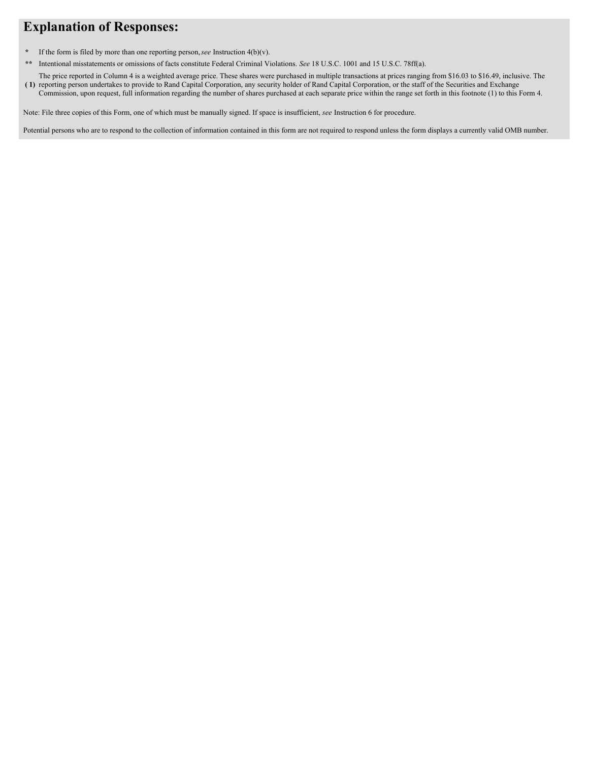# Explanation of Responses:

* If the form is filed by more than one reporting person, *see* Instruction 4(b)(v).

** Intentional misstatements or omissions of facts constitute Federal Criminal Violations. *See* 18 U.S.C. 1001 and 15 U.S.C. 78ff(a).

**( 1)** The price reported in Column 4 is a weighted average price. These shares were purchased in multiple transactions at prices ranging from $16.03 to $16.49, inclusive. The reporting person undertakes to provide to Rand Capital Corporation, any security holder of Rand Capital Corporation, or the staff of the Securities and Exchange Commission, upon request, full information regarding the number of shares purchased at each separate price within the range set forth in this footnote (1) to this Form 4.

Note: File three copies of this Form, one of which must be manually signed. If space is insufficient, *see* Instruction 6 for procedure.

Potential persons who are to respond to the collection of information contained in this form are not required to respond unless the form displays a currently valid OMB number.